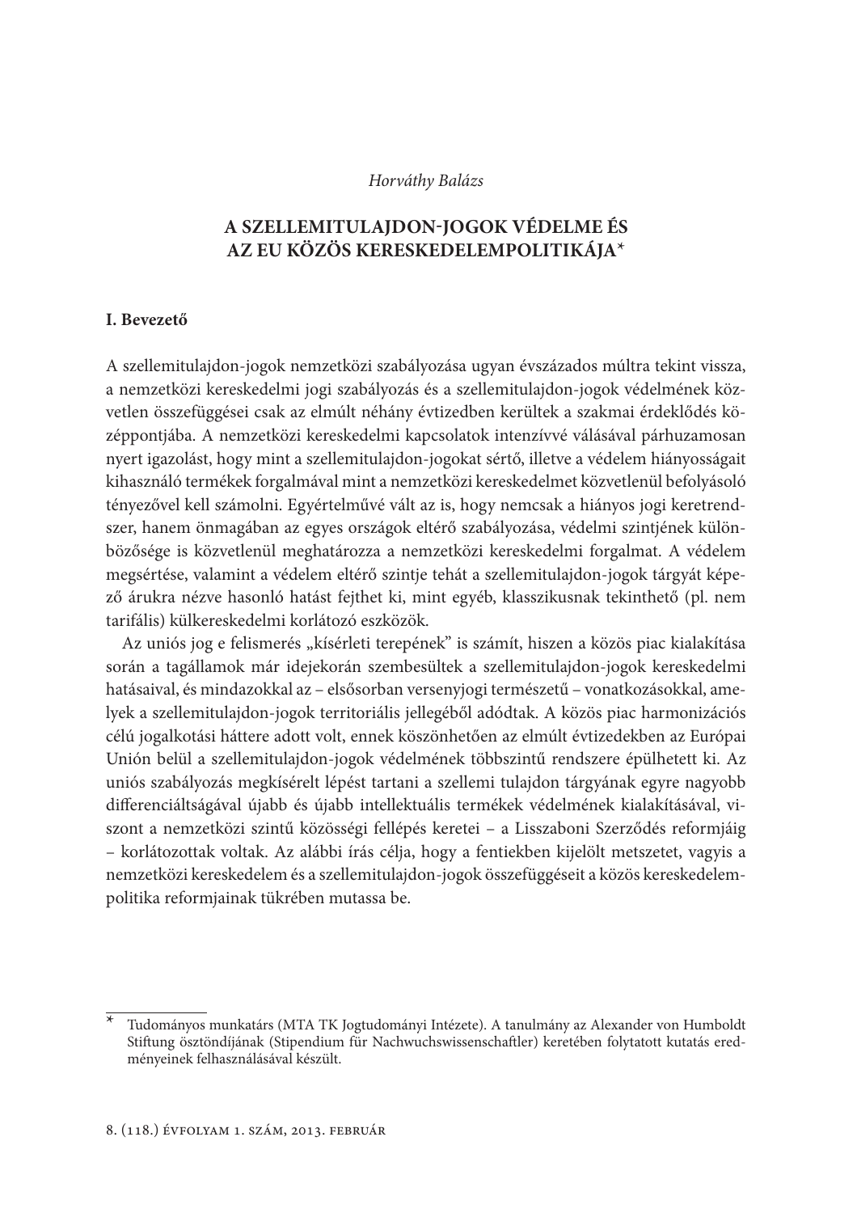*Horváthy Balázs*

# A SZELLEMITULAJDON-JOGOK VÉDELME ÉS AZ EU KÖZÖS KERESKEDELEMPOLITIKÁJA*

## I. Bevezető

A szellemitulajdon-jogok nemzetközi szabályozása ugyan évszázados múltra tekint vissza, a nemzetközi kereskedelmi jogi szabályozás és a szellemitulajdon-jogok védelmének közvetlen összefüggései csak az elmúlt néhány évtizedben kerültek a szakmai érdeklődés középpontjába. A nemzetközi kereskedelmi kapcsolatok intenzívvé válásával párhuzamosan nyert igazolást, hogy mint a szellemitulajdon-jogokat sértő, illetve a védelem hiányosságait kihasználó termékek forgalmával mint a nemzetközi kereskedelmet közvetlenül befolyásoló tényezővel kell számolni. Egyértelművé vált az is, hogy nemcsak a hiányos jogi keretrendszer, hanem önmagában az egyes országok eltérő szabályozása, védelmi szintjének különbözősége is közvetlenül meghatározza a nemzetközi kereskedelmi forgalmat. A védelem megsértése, valamint a védelem eltérő szintje tehát a szellemitulajdon-jogok tárgyát képező árukra nézve hasonló hatást fejthet ki, mint egyéb, klasszikusnak tekinthető (pl. nem tarifális) külkereskedelmi korlátozó eszközök.

Az uniós jog e felismerés „kísérleti terepének" is számít, hiszen a közös piac kialakítása során a tagállamok már idejekorán szembesültek a szellemitulajdon-jogok kereskedelmi hatásaival, és mindazokkal az – elsősorban versenyjogi természetű – vonatkozásokkal, amelyek a szellemitulajdon-jogok territoriális jellegéből adódtak. A közös piac harmonizációs célú jogalkotási háttere adott volt, ennek köszönhetően az elmúlt évtizedekben az Európai Unión belül a szellemitulajdon-jogok védelmének többszintű rendszere épülhetett ki. Az uniós szabályozás megkísérelt lépést tartani a szellemi tulajdon tárgyának egyre nagyobb differenciáltságával újabb és újabb intellektuális termékek védelmének kialakításával, viszont a nemzetközi szintű közösségi fellépés keretei – a Lisszaboni Szerződés reformjáig – korlátozottak voltak. Az alábbi írás célja, hogy a fentiekben kijelölt metszetet, vagyis a nemzetközi kereskedelem és a szellemitulajdon-jogok összefüggéseit a közös kereskedelempolitika reformjainak tükrében mutassa be.

---

\* Tudományos munkatárs (MTA TK Jogtudományi Intézete). A tanulmány az Alexander von Humboldt Stiftung ösztöndíjának (Stipendium für Nachwuchswissenschaftler) keretében folytatott kutatás eredményeinek felhasználásával készült.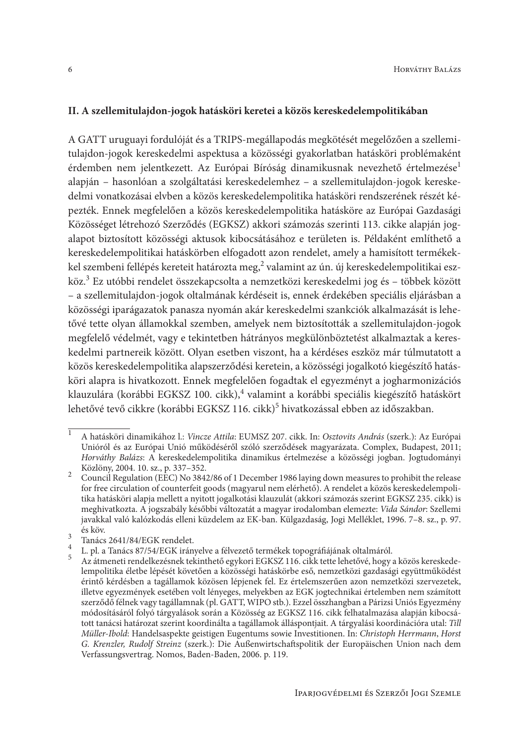## II. A szellemitulajdon-jogok hatásköri keretei a közös kereskedelempolitikában

A GATT uruguayi fordulóját és a TRIPS-megállapodás megkötését megelőzően a szellemitulajdon-jogok kereskedelmi aspektusa a közösségi gyakorlatban hatásköri problémaként érdemben nem jelentkezett. Az Európai Bíróság dinamikusnak nevezhető értelmezése[1] alapján – hasonlóan a szolgáltatási kereskedelemhez – a szellemitulajdon-jogok kereskedelmi vonatkozásai elvben a közös kereskedelempolitika hatásköri rendszerének részét képezték. Ennek megfelelően a közös kereskedelempolitika hatásköre az Európai Gazdasági Közösséget létrehozó Szerződés (EGKSZ) akkori számozás szerinti 113. cikke alapján jogalapot biztosított közösségi aktusok kibocsátásához e területen is. Példaként említhető a kereskedelempolitikai hatáskörben elfogadott azon rendelet, amely a hamisított termékekkel szembeni fellépés kereteit határozta meg,[2] valamint az ún. új kereskedelempolitikai eszköz.[3] Ez utóbbi rendelet összekapcsolta a nemzetközi kereskedelmi jog és – többek között – a szellemitulajdon-jogok oltalmának kérdéseit is, ennek érdekében speciális eljárásban a közösségi iparágazatok panasza nyomán akár kereskedelmi szankciók alkalmazását is lehetővé tette olyan államokkal szemben, amelyek nem biztosították a szellemitulajdon-jogok megfelelő védelmét, vagy e tekintetben hátrányos megkülönböztetést alkalmaztak a kereskedelmi partnereik között. Olyan esetben viszont, ha a kérdéses eszköz már túlmutatott a közös kereskedelempolitika alapszerződési keretein, a közösségi jogalkotó kiegészítő hatásköri alapra is hivatkozott. Ennek megfelelően fogadtak el egyezményt a jogharmonizációs klauzulára (korábbi EGKSZ 100. cikk),[4] valamint a korábbi speciális kiegészítő hatáskört lehetővé tevő cikkre (korábbi EGKSZ 116. cikk)[5] hivatkozással ebben az időszakban.

---

[1] A hatásköri dinamikához l.: *Vincze Attila*: EUMSZ 207. cikk. In: *Osztovits András* (szerk.): Az Európai Unióról és az Európai Unió működéséről szóló szerződések magyarázata. Complex, Budapest, 2011; *Horváthy Balázs*: A kereskedelempolitika dinamikus értelmezése a közösségi jogban. Jogtudományi Közlöny, 2004. 10. sz., p. 337–352.

[2] Council Regulation (EEC) No 3842/86 of 1 December 1986 laying down measures to prohibit the release for free circulation of counterfeit goods (magyarul nem elérhető). A rendelet a közös kereskedelempolitika hatásköri alapja mellett a nyitott jogalkotási klauzulát (akkori számozás szerint EGKSZ 235. cikk) is meghivatkozta. A jogszabály későbbi változatát a magyar irodalomban elemezte: *Vida Sándor*: Szellemi javakkal való kalózkodás elleni küzdelem az EK-ban. Külgazdaság, Jogi Melléklet, 1996. 7–8. sz., p. 97. és köv.

[3] Tanács 2641/84/EGK rendelet.

[4] L. pl. a Tanács 87/54/EGK irányelve a félvezető termékek topográfiájának oltalmáról.

[5] Az átmeneti rendelkezésnek tekinthető egykori EGKSZ 116. cikk tette lehetővé, hogy a közös kereskedelempolitika életbe lépését követően a közösségi hatáskörbe eső, nemzetközi gazdasági együttműködést érintő kérdésben a tagállamok közösen lépjenek fel. Ez értelemszerűen azon nemzetközi szervezetek, illetve egyezmények esetében volt lényeges, melyekben az EGK jogtechnikai értelemben nem számított szerződő félnek vagy tagállamnak (pl. GATT, WIPO stb.). Ezzel összhangban a Párizsi Uniós Egyezmény módosításáról folyó tárgyalások során a Közösség az EGKSZ 116. cikk felhatalmazása alapján kibocsátott tanácsi határozat szerint koordinálta a tagállamok álláspontjait. A tárgyalási koordinációra utal: *Till Müller-Ibold*: Handelsaspekte geistigen Eugentums sowie Investitionen. In: *Christoph Herrmann*, *Horst G. Krenzler, Rudolf Streinz* (szerk.): Die Außenwirtschaftspolitik der Europäischen Union nach dem Verfassungsvertrag. Nomos, Baden-Baden, 2006. p. 119.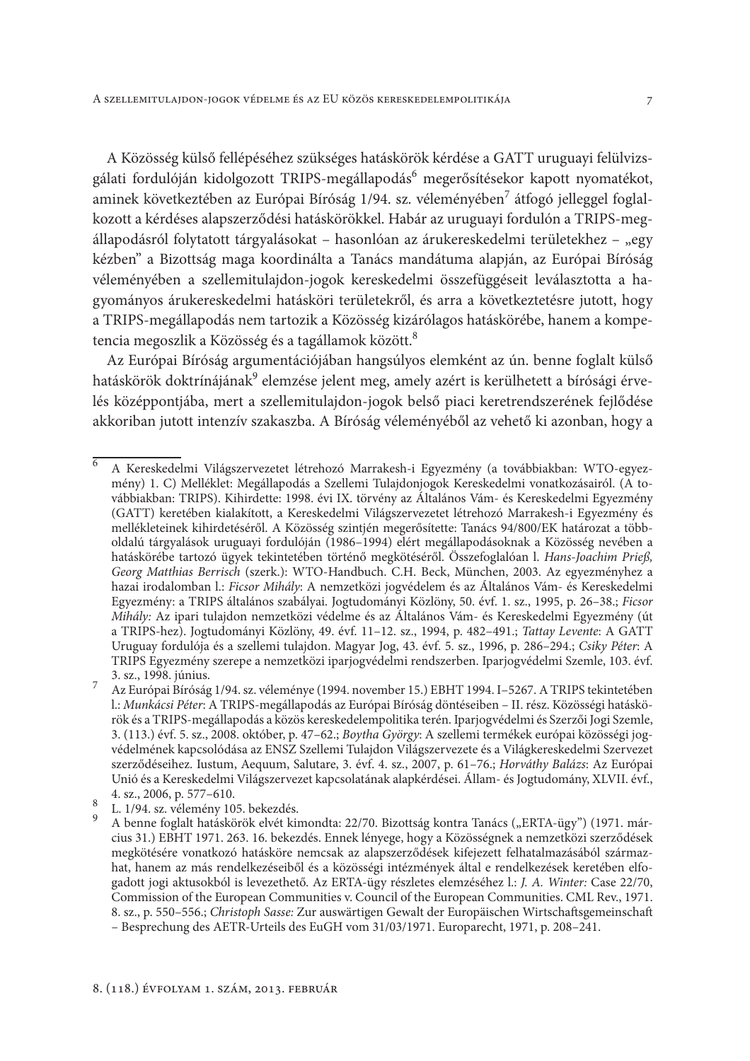A Közösség külső fellépéséhez szükséges hatáskörök kérdése a GATT uruguayi felülvizsgálati fordulóján kidolgozott TRIPS-megállapodás[6] megerősítésekor kapott nyomatékot, aminek következtében az Európai Bíróság 1/94. sz. véleményében[7] átfogó jelleggel foglalkozott a kérdéses alapszerződési hatáskörökkel. Habár az uruguayi fordulón a TRIPS-megállapodásról folytatott tárgyalásokat – hasonlóan az árukereskedelmi területekhez – „egy kézben" a Bizottság maga koordinálta a Tanács mandátuma alapján, az Európai Bíróság véleményében a szellemitulajdon-jogok kereskedelmi összefüggéseit leválasztotta a hagyományos árukereskedelmi hatásköri területekről, és arra a következtetésre jutott, hogy a TRIPS-megállapodás nem tartozik a Közösség kizárólagos hatáskörébe, hanem a kompetencia megoszlik a Közösség és a tagállamok között.[8]

Az Európai Bíróság argumentációjában hangsúlyos elemként az ún. benne foglalt külső hatáskörök doktrínájának[9] elemzése jelent meg, amely azért is kerülhetett a bírósági érvelés középpontjába, mert a szellemitulajdon-jogok belső piaci keretrendszerének fejlődése akkoriban jutott intenzív szakaszba. A Bíróság véleményéből az vehető ki azonban, hogy a

---

[6] A Kereskedelmi Világszervezetet létrehozó Marrakesh-i Egyezmény (a továbbiakban: WTO-egyezmény) 1. C) Melléklet: Megállapodás a Szellemi Tulajdonjogok Kereskedelmi vonatkozásairól. (A továbbiakban: TRIPS). Kihirdette: 1998. évi IX. törvény az Általános Vám- és Kereskedelmi Egyezmény (GATT) keretében kialakított, a Kereskedelmi Világszervezetet létrehozó Marrakesh-i Egyezmény és mellékleteinek kihirdetéséről. A Közösség szintjén megerősítette: Tanács 94/800/EK határozat a többoldalú tárgyalások uruguayi fordulóján (1986–1994) elért megállapodásoknak a Közösség nevében a hatáskörébe tartozó ügyek tekintetében történő megkötéséről. Összefoglalóan l. *Hans-Joachim Prieß, Georg Matthias Berrisch* (szerk.): WTO-Handbuch. C.H. Beck, München, 2003. Az egyezményhez a hazai irodalomban l.: *Ficsor Mihály*: A nemzetközi jogvédelem és az Általános Vám- és Kereskedelmi Egyezmény: a TRIPS általános szabályai. Jogtudományi Közlöny, 50. évf. 1. sz., 1995, p. 26–38.; *Ficsor Mihály:* Az ipari tulajdon nemzetközi védelme és az Általános Vám- és Kereskedelmi Egyezmény (út a TRIPS-hez). Jogtudományi Közlöny, 49. évf. 11–12. sz., 1994, p. 482–491.; *Tattay Levente*: A GATT Uruguay fordulója és a szellemi tulajdon. Magyar Jog, 43. évf. 5. sz., 1996, p. 286–294.; *Csiky Péter*: A TRIPS Egyezmény szerepe a nemzetközi iparjogvédelmi rendszerben. Iparjogvédelmi Szemle, 103. évf. 3. sz., 1998. június.

[7] Az Európai Bíróság 1/94. sz. véleménye (1994. november 15.) EBHT 1994. I–5267. A TRIPS tekintetében l.: *Munkácsi Péter*: A TRIPS-megállapodás az Európai Bíróság döntéseiben – II. rész. Közösségi hatáskörök és a TRIPS-megállapodás a közös kereskedelempolitika terén. Iparjogvédelmi és Szerzői Jogi Szemle, 3. (113.) évf. 5. sz., 2008. október, p. 47–62.; *Boytha György*: A szellemi termékek európai közösségi jogvédelmének kapcsolódása az ENSZ Szellemi Tulajdon Világszervezete és a Világkereskedelmi Szervezet szerződéseihez. Iustum, Aequum, Salutare, 3. évf. 4. sz., 2007, p. 61–76.; *Horváthy Balázs*: Az Európai Unió és a Kereskedelmi Világszervezet kapcsolatának alapkérdései. Állam- és Jogtudomány, XLVII. évf., 4. sz., 2006, p. 577–610.

[8] L. 1/94. sz. vélemény 105. bekezdés.

[9] A benne foglalt hatáskörök elvét kimondta: 22/70. Bizottság kontra Tanács („ERTA-ügy") (1971. március 31.) EBHT 1971. 263. 16. bekezdés. Ennek lényege, hogy a Közösségnek a nemzetközi szerződések megkötésére vonatkozó hatásköre nemcsak az alapszerződések kifejezett felhatalmazásából származhat, hanem az más rendelkezéseiből és a közösségi intézmények által e rendelkezések keretében elfogadott jogi aktusokból is levezethető. Az ERTA-ügy részletes elemzéséhez l.: *J. A. Winter:* Case 22/70, Commission of the European Communities v. Council of the European Communities. CML Rev., 1971. 8. sz., p. 550–556.; *Christoph Sasse:* Zur auswärtigen Gewalt der Europäischen Wirtschaftsgemeinschaft – Besprechung des AETR-Urteils des EuGH vom 31/03/1971. Europarecht, 1971, p. 208–241.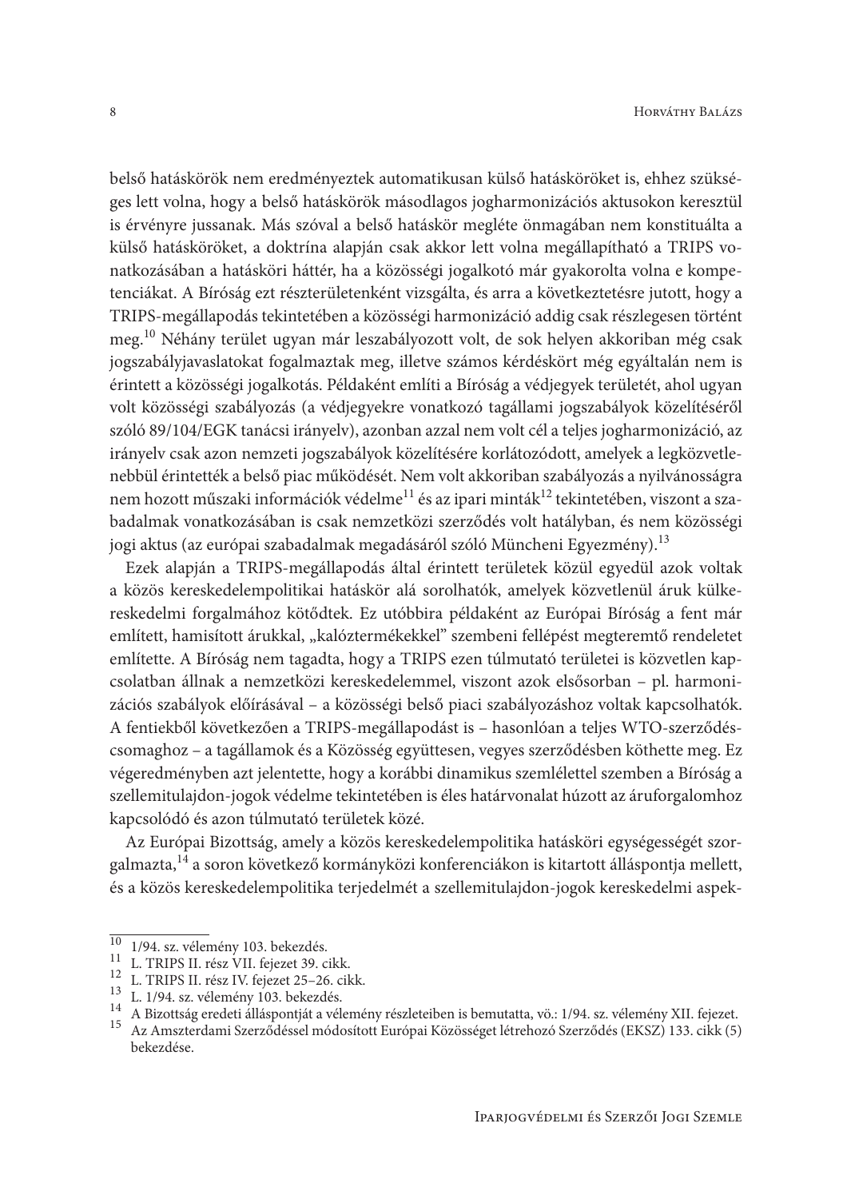belső hatáskörök nem eredményeztek automatikusan külső hatásköröket is, ehhez szükséges lett volna, hogy a belső hatáskörök másodlagos jogharmonizációs aktusokon keresztül is érvényre jussanak. Más szóval a belső hatáskör megléte önmagában nem konstituálta a külső hatásköröket, a doktrína alapján csak akkor lett volna megállapítható a TRIPS vonatkozásában a hatásköri háttér, ha a közösségi jogalkotó már gyakorolta volna e kompetenciákat. A Bíróság ezt részterületenként vizsgálta, és arra a következtetésre jutott, hogy a TRIPS-megállapodás tekintetében a közösségi harmonizáció addig csak részlegesen történt meg.[10] Néhány terület ugyan már leszabályozott volt, de sok helyen akkoriban még csak jogszabályjavaslatokat fogalmaztak meg, illetve számos kérdéskört még egyáltalán nem is érintett a közösségi jogalkotás. Példaként említi a Bíróság a védjegyek területét, ahol ugyan volt közösségi szabályozás (a védjegyekre vonatkozó tagállami jogszabályok közelítéséről szóló 89/104/EGK tanácsi irányelv), azonban azzal nem volt cél a teljes jogharmonizáció, az irányelv csak azon nemzeti jogszabályok közelítésére korlátozódott, amelyek a legközvetlenebbül érintették a belső piac működését. Nem volt akkoriban szabályozás a nyilvánosságra nem hozott műszaki információk védelme[11] és az ipari minták[12] tekintetében, viszont a szabadalmak vonatkozásában is csak nemzetközi szerződés volt hatályban, és nem közösségi jogi aktus (az európai szabadalmak megadásáról szóló Müncheni Egyezmény).[13]

Ezek alapján a TRIPS-megállapodás által érintett területek közül egyedül azok voltak a közös kereskedelempolitikai hatáskör alá sorolhatók, amelyek közvetlenül áruk külkereskedelmi forgalmához kötődtek. Ez utóbbira példaként az Európai Bíróság a fent már említett, hamisított árukkal, „kalóztermékekkel" szembeni fellépést megteremtő rendeletet említette. A Bíróság nem tagadta, hogy a TRIPS ezen túlmutató területei is közvetlen kapcsolatban állnak a nemzetközi kereskedelemmel, viszont azok elsősorban – pl. harmonizációs szabályok előírásával – a közösségi belső piaci szabályozáshoz voltak kapcsolhatók. A fentiekből következően a TRIPS-megállapodást is – hasonlóan a teljes WTO-szerződéscsomaghoz – a tagállamok és a Közösség együttesen, vegyes szerződésben köthette meg. Ez végeredményben azt jelentette, hogy a korábbi dinamikus szemlélettel szemben a Bíróság a szellemitulajdon-jogok védelme tekintetében is éles határvonalat húzott az áruforgalomhoz kapcsolódó és azon túlmutató területek közé.

Az Európai Bizottság, amely a közös kereskedelempolitika hatásköri egységességét szorgalmazta,[14] a soron következő kormányközi konferenciákon is kitartott álláspontja mellett, és a közös kereskedelempolitika terjedelmét a szellemitulajdon-jogok kereskedelmi aspek-

---

[10] 1/94. sz. vélemény 103. bekezdés.

[11] L. TRIPS II. rész VII. fejezet 39. cikk.

[12] L. TRIPS II. rész IV. fejezet 25–26. cikk.

[13] L. 1/94. sz. vélemény 103. bekezdés.

[14] A Bizottság eredeti álláspontját a vélemény részleteiben is bemutatta, vö.: 1/94. sz. vélemény XII. fejezet.

[15] Az Amszterdami Szerződéssel módosított Európai Közösséget létrehozó Szerződés (EKSZ) 133. cikk (5) bekezdése.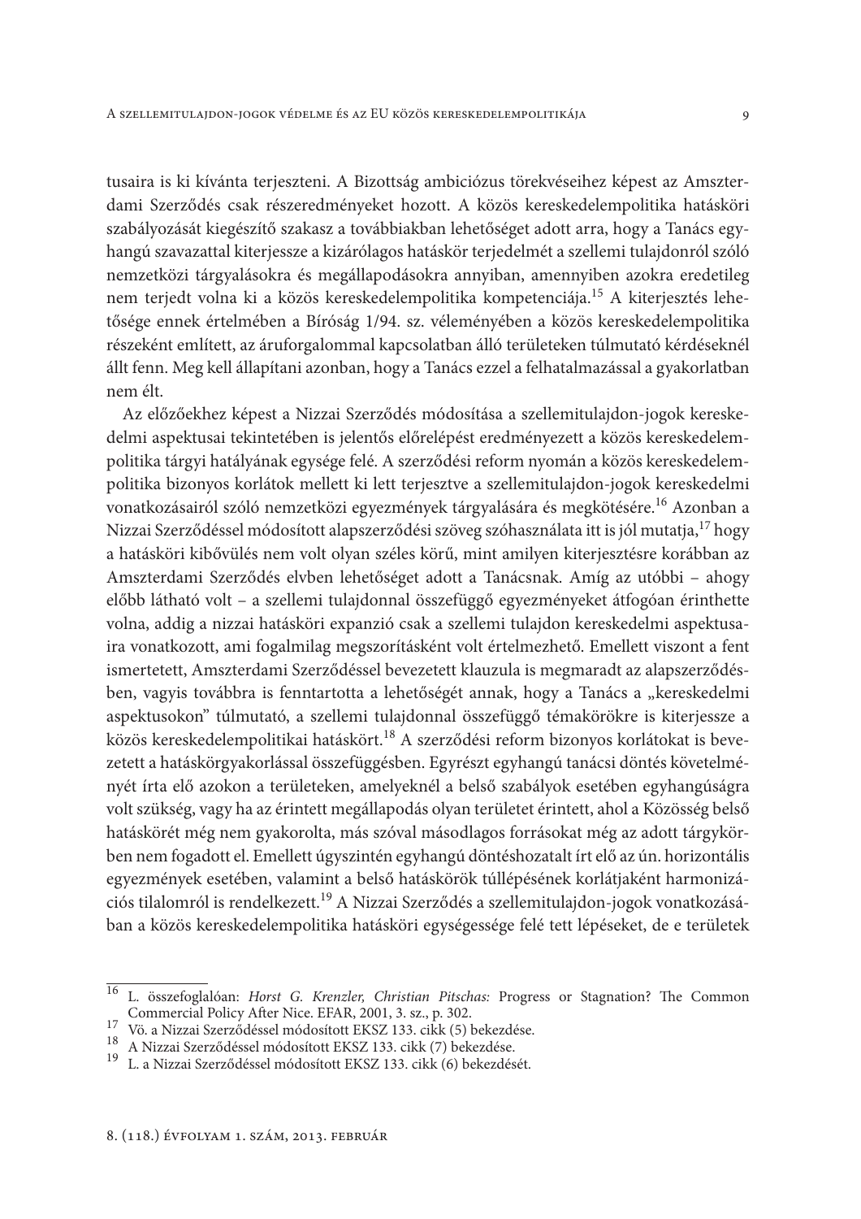tusaira is ki kívánta terjeszteni. A Bizottság ambiciózus törekvéseihez képest az Amszterdami Szerződés csak részeredményeket hozott. A közös kereskedelempolitika hatásköri szabályozását kiegészítő szakasz a továbbiakban lehetőséget adott arra, hogy a Tanács egyhangú szavazattal kiterjessze a kizárólagos hatáskör terjedelmét a szellemi tulajdonról szóló nemzetközi tárgyalásokra és megállapodásokra annyiban, amennyiben azokra eredetileg nem terjedt volna ki a közös kereskedelempolitika kompetenciája.[15] A kiterjesztés lehetősége ennek értelmében a Bíróság 1/94. sz. véleményében a közös kereskedelempolitika részeként említett, az áruforgalommal kapcsolatban álló területeken túlmutató kérdéseknél állt fenn. Meg kell állapítani azonban, hogy a Tanács ezzel a felhatalmazással a gyakorlatban nem élt.

Az előzőekhez képest a Nizzai Szerződés módosítása a szellemitulajdon-jogok kereskedelmi aspektusai tekintetében is jelentős előrelépést eredményezett a közös kereskedelempolitika tárgyi hatályának egysége felé. A szerződési reform nyomán a közös kereskedelempolitika bizonyos korlátok mellett ki lett terjesztve a szellemitulajdon-jogok kereskedelmi vonatkozásairól szóló nemzetközi egyezmények tárgyalására és megkötésére.[16] Azonban a Nizzai Szerződéssel módosított alapszerződési szöveg szóhasználata itt is jól mutatja,[17] hogy a hatásköri kibővülés nem volt olyan széles körű, mint amilyen kiterjesztésre korábban az Amszterdami Szerződés elvben lehetőséget adott a Tanácsnak. Amíg az utóbbi – ahogy előbb látható volt – a szellemi tulajdonnal összefüggő egyezményeket átfogóan érinthette volna, addig a nizzai hatásköri expanzió csak a szellemi tulajdon kereskedelmi aspektusaira vonatkozott, ami fogalmilag megszorításként volt értelmezhető. Emellett viszont a fent ismertetett, Amszterdami Szerződéssel bevezetett klauzula is megmaradt az alapszerződésben, vagyis továbbra is fenntartotta a lehetőségét annak, hogy a Tanács a „kereskedelmi aspektusokon" túlmutató, a szellemi tulajdonnal összefüggő témakörökre is kiterjessze a közös kereskedelempolitikai hatáskört.[18] A szerződési reform bizonyos korlátokat is bevezetett a hatáskörgyakorlással összefüggésben. Egyrészt egyhangú tanácsi döntés követelményét írta elő azokon a területeken, amelyeknél a belső szabályok esetében egyhangúságra volt szükség, vagy ha az érintett megállapodás olyan területet érintett, ahol a Közösség belső hatáskörét még nem gyakorolta, más szóval másodlagos forrásokat még az adott tárgykörben nem fogadott el. Emellett úgyszintén egyhangú döntéshozatalt írt elő az ún. horizontális egyezmények esetében, valamint a belső hatáskörök túllépésének korlátjaként harmonizációs tilalomról is rendelkezett.[19] A Nizzai Szerződés a szellemitulajdon-jogok vonatkozásában a közös kereskedelempolitika hatásköri egységessége felé tett lépéseket, de e területek

---

[16] L. összefoglalóan: *Horst G. Krenzler, Christian Pitschas:* Progress or Stagnation? The Common Commercial Policy After Nice. EFAR, 2001, 3. sz., p. 302.

[17] Vö. a Nizzai Szerződéssel módosított EKSZ 133. cikk (5) bekezdése.

[18] A Nizzai Szerződéssel módosított EKSZ 133. cikk (7) bekezdése.

[19] L. a Nizzai Szerződéssel módosított EKSZ 133. cikk (6) bekezdését.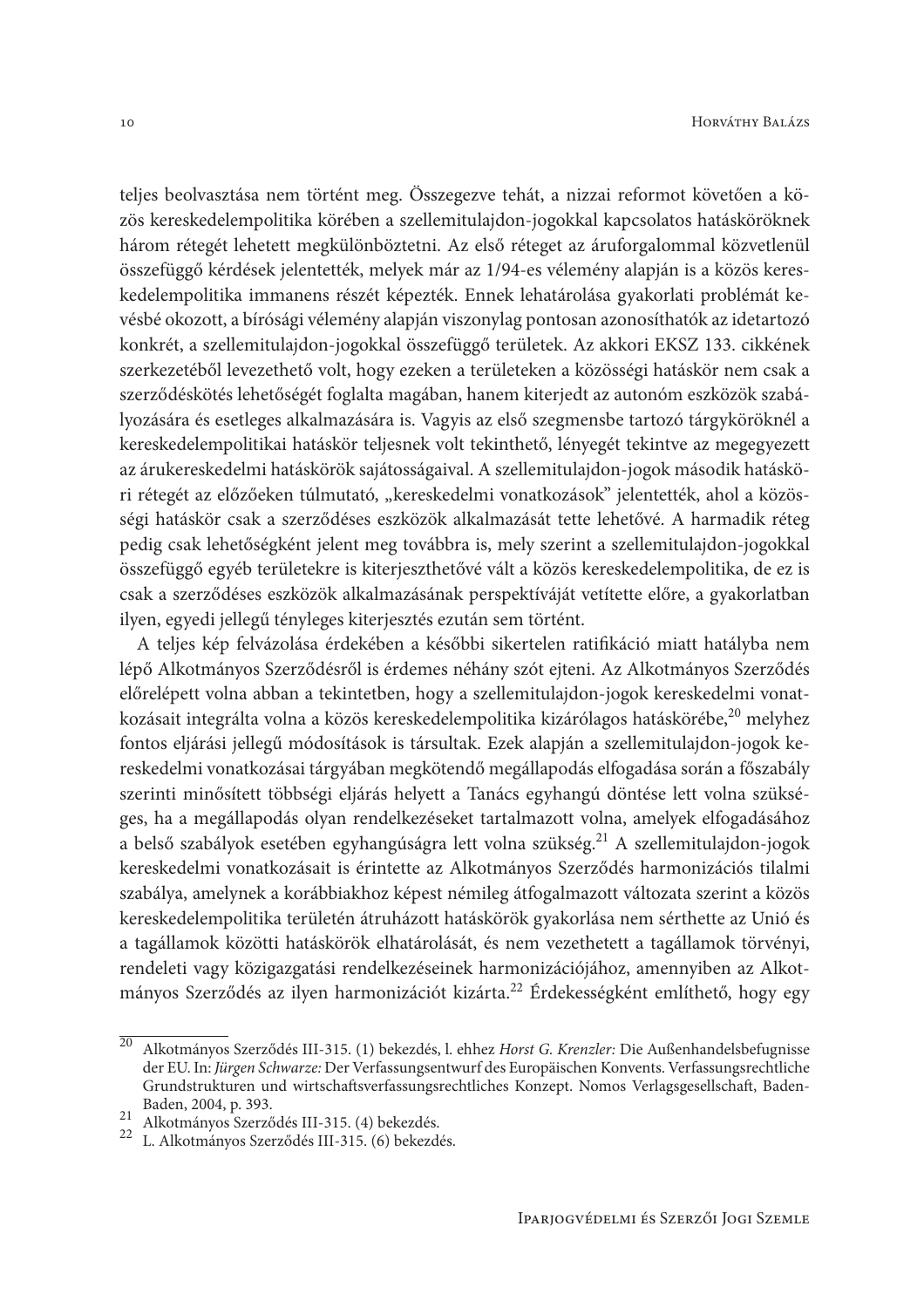teljes beolvasztása nem történt meg. Összegezve tehát, a nizzai reformot követően a közös kereskedelempolitika körében a szellemitulajdon-jogokkal kapcsolatos hatásköröknek három rétegét lehetett megkülönböztetni. Az első réteget az áruforgalommal közvetlenül összefüggő kérdések jelentették, melyek már az 1/94-es vélemény alapján is a közös kereskedelempolitika immanens részét képezték. Ennek lehatárolása gyakorlati problémát kevésbé okozott, a bírósági vélemény alapján viszonylag pontosan azonosíthatók az idetartozó konkrét, a szellemitulajdon-jogokkal összefüggő területek. Az akkori EKSZ 133. cikkének szerkezetéből levezethető volt, hogy ezeken a területeken a közösségi hatáskör nem csak a szerződéskötés lehetőségét foglalta magában, hanem kiterjedt az autonóm eszközök szabályozására és esetleges alkalmazására is. Vagyis az első szegmensbe tartozó tárgyköröknél a kereskedelempolitikai hatáskör teljesnek volt tekinthető, lényegét tekintve az megegyezett az árukereskedelmi hatáskörök sajátosságaival. A szellemitulajdon-jogok második hatásköri rétegét az előzőeken túlmutató, „kereskedelmi vonatkozások" jelentették, ahol a közösségi hatáskör csak a szerződéses eszközök alkalmazását tette lehetővé. A harmadik réteg pedig csak lehetőségként jelent meg továbbra is, mely szerint a szellemitulajdon-jogokkal összefüggő egyéb területekre is kiterjeszthetővé vált a közös kereskedelempolitika, de ez is csak a szerződéses eszközök alkalmazásának perspektíváját vetítette előre, a gyakorlatban ilyen, egyedi jellegű tényleges kiterjesztés ezután sem történt.

A teljes kép felvázolása érdekében a későbbi sikertelen ratifikáció miatt hatályba nem lépő Alkotmányos Szerződésről is érdemes néhány szót ejteni. Az Alkotmányos Szerződés előrelépett volna abban a tekintetben, hogy a szellemitulajdon-jogok kereskedelmi vonatkozásait integrálta volna a közös kereskedelempolitika kizárólagos hatáskörébe,[20] melyhez fontos eljárási jellegű módosítások is társultak. Ezek alapján a szellemitulajdon-jogok kereskedelmi vonatkozásai tárgyában megkötendő megállapodás elfogadása során a főszabály szerinti minősített többségi eljárás helyett a Tanács egyhangú döntése lett volna szükséges, ha a megállapodás olyan rendelkezéseket tartalmazott volna, amelyek elfogadásához a belső szabályok esetében egyhangúságra lett volna szükség.[21] A szellemitulajdon-jogok kereskedelmi vonatkozásait is érintette az Alkotmányos Szerződés harmonizációs tilalmi szabálya, amelynek a korábbiakhoz képest némileg átfogalmazott változata szerint a közös kereskedelempolitika területén átruházott hatáskörök gyakorlása nem sérthette az Unió és a tagállamok közötti hatáskörök elhatárolását, és nem vezethetett a tagállamok törvényi, rendeleti vagy közigazgatási rendelkezéseinek harmonizációjához, amennyiben az Alkotmányos Szerződés az ilyen harmonizációt kizárta.[22] Érdekességként említhető, hogy egy

---

[20] Alkotmányos Szerződés III-315. (1) bekezdés, l. ehhez *Horst G. Krenzler:* Die Außenhandelsbefugnisse der EU. In: *Jürgen Schwarze:* Der Verfassungsentwurf des Europäischen Konvents. Verfassungsrechtliche Grundstrukturen und wirtschaftsverfassungsrechtliches Konzept. Nomos Verlagsgesellschaft, Baden-Baden, 2004, p. 393.

[21] Alkotmányos Szerződés III-315. (4) bekezdés.

[22] L. Alkotmányos Szerződés III-315. (6) bekezdés.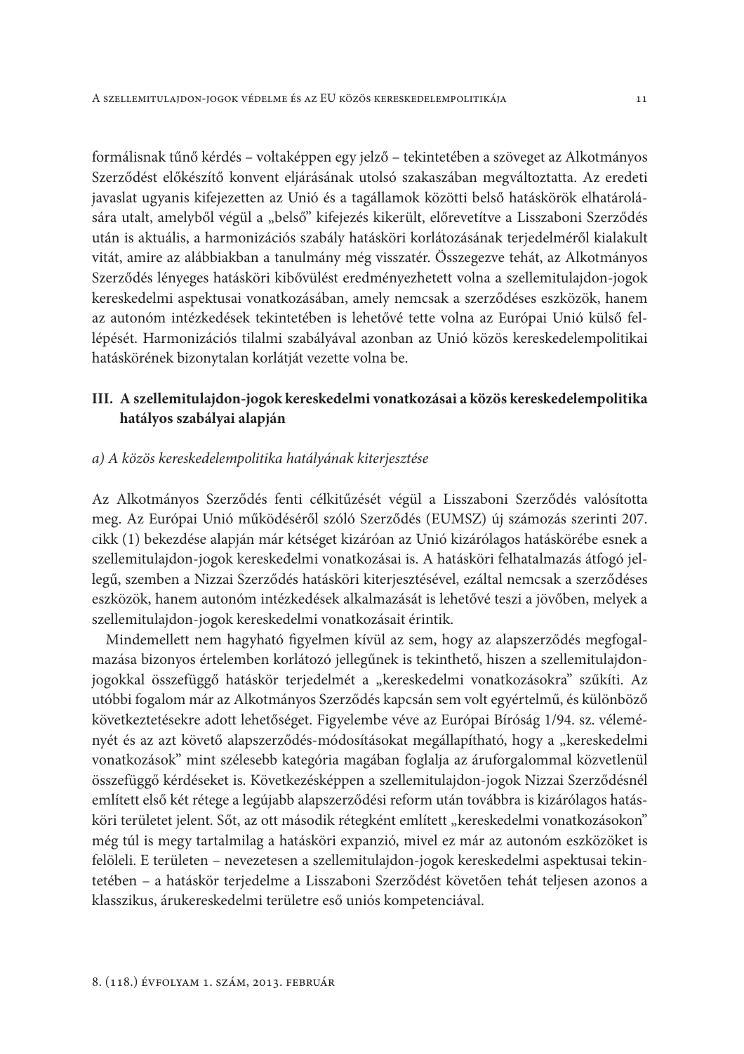formálisnak tűnő kérdés – voltaképpen egy jelző – tekintetében a szöveget az Alkotmányos Szerződést előkészítő konvent eljárásának utolsó szakaszában megváltoztatta. Az eredeti javaslat ugyanis kifejezetten az Unió és a tagállamok közötti belső hatáskörök elhatárolására utalt, amelyből végül a „belső" kifejezés kikerült, előrevetítve a Lisszaboni Szerződés után is aktuális, a harmonizációs szabály hatásköri korlátozásának terjedelméről kialakult vitát, amire az alábbiakban a tanulmány még visszatér. Összegezve tehát, az Alkotmányos Szerződés lényeges hatásköri kibővülést eredményezhetett volna a szellemitulajdon-jogok kereskedelmi aspektusai vonatkozásában, amely nemcsak a szerződéses eszközök, hanem az autonóm intézkedések tekintetében is lehetővé tette volna az Európai Unió külső fellépését. Harmonizációs tilalmi szabályával azonban az Unió közös kereskedelempolitikai hatáskörének bizonytalan korlátját vezette volna be.

## III. A szellemitulajdon-jogok kereskedelmi vonatkozásai a közös kereskedelempolitika hatályos szabályai alapján

### *a) A közös kereskedelempolitika hatályának kiterjesztése*

Az Alkotmányos Szerződés fenti célkitűzését végül a Lisszaboni Szerződés valósította meg. Az Európai Unió működéséről szóló Szerződés (EUMSZ) új számozás szerinti 207. cikk (1) bekezdése alapján már kétséget kizáróan az Unió kizárólagos hatáskörébe esnek a szellemitulajdon-jogok kereskedelmi vonatkozásai is. A hatásköri felhatalmazás átfogó jellegű, szemben a Nizzai Szerződés hatásköri kiterjesztésével, ezáltal nemcsak a szerződéses eszközök, hanem autonóm intézkedések alkalmazását is lehetővé teszi a jövőben, melyek a szellemitulajdon-jogok kereskedelmi vonatkozásait érintik.

Mindemellett nem hagyható figyelmen kívül az sem, hogy az alapszerződés megfogalmazása bizonyos értelemben korlátozó jellegűnek is tekinthető, hiszen a szellemitulajdon-jogokkal összefüggő hatáskör terjedelmét a „kereskedelmi vonatkozásokra" szűkíti. Az utóbbi fogalom már az Alkotmányos Szerződés kapcsán sem volt egyértelmű, és különböző következtetésekre adott lehetőséget. Figyelembe véve az Európai Bíróság 1/94. sz. véleményét és az azt követő alapszerződés-módosításokat megállapítható, hogy a „kereskedelmi vonatkozások" mint szélesebb kategória magában foglalja az áruforgalommal közvetlenül összefüggő kérdéseket is. Következésképpen a szellemitulajdon-jogok Nizzai Szerződésnél említett első két rétege a legújabb alapszerződési reform után továbbra is kizárólagos hatásköri területet jelent. Sőt, az ott második rétegként említett „kereskedelmi vonatkozásokon" még túl is megy tartalmilag a hatásköri expanzió, mivel ez már az autonóm eszközöket is felöleli. E területen – nevezetesen a szellemitulajdon-jogok kereskedelmi aspektusai tekintetében – a hatáskör terjedelme a Lisszaboni Szerződést követően tehát teljesen azonos a klasszikus, árukereskedelmi területre eső uniós kompetenciával.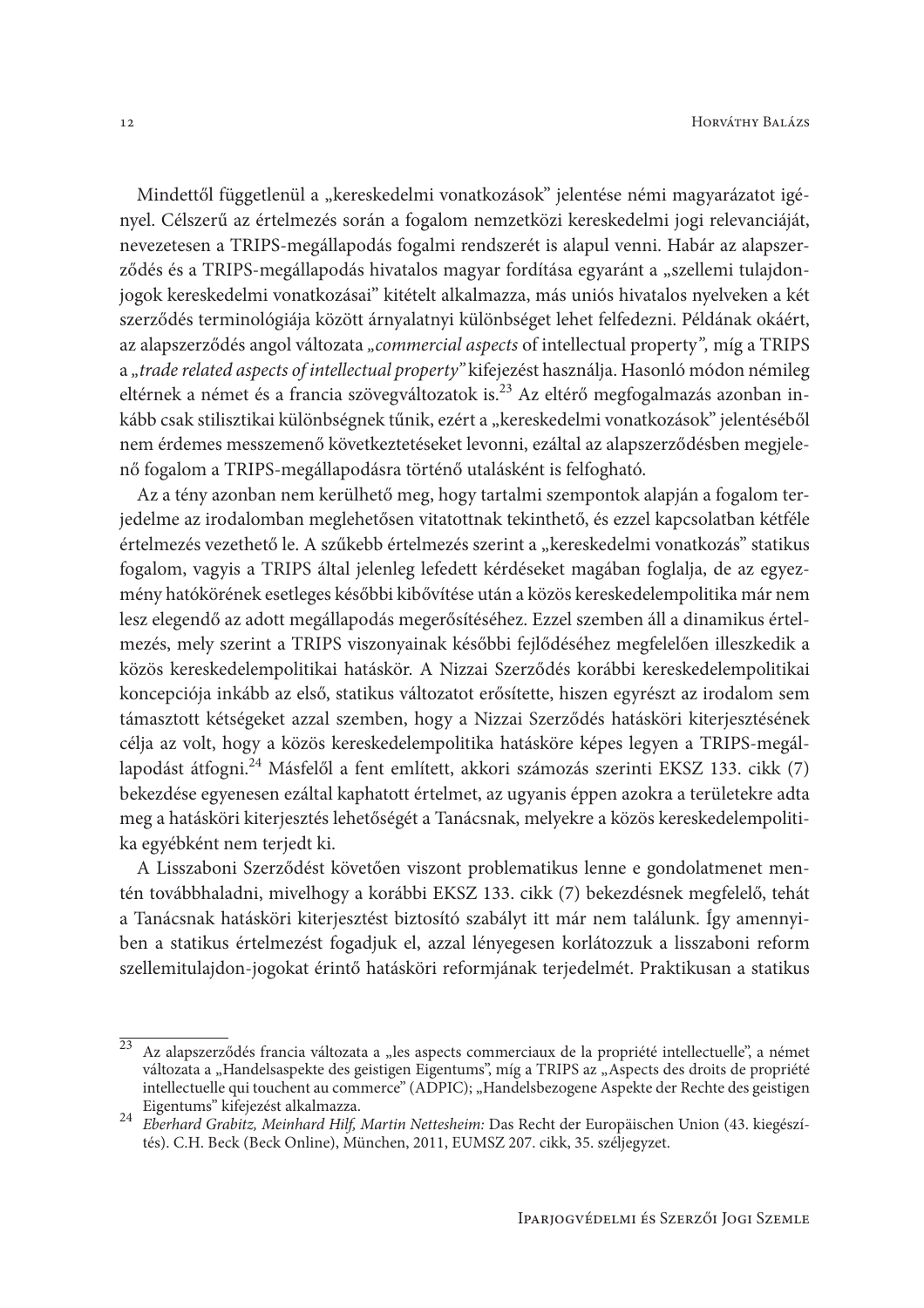Mindettől függetlenül a „kereskedelmi vonatkozások" jelentése némi magyarázatot igényel. Célszerű az értelmezés során a fogalom nemzetközi kereskedelmi jogi relevanciáját, nevezetesen a TRIPS-megállapodás fogalmi rendszerét is alapul venni. Habár az alapszerződés és a TRIPS-megállapodás hivatalos magyar fordítása egyaránt a „szellemi tulajdonjogok kereskedelmi vonatkozásai" kitételt alkalmazza, más uniós hivatalos nyelveken a két szerződés terminológiája között árnyalatnyi különbséget lehet felfedezni. Példának okáért, az alapszerződés angol változata „*commercial aspects* of intellectual property*"*, míg a TRIPS a *„trade related aspects of intellectual property"* kifejezést használja. Hasonló módon némileg eltérnek a német és a francia szövegváltozatok is.[23] Az eltérő megfogalmazás azonban inkább csak stilisztikai különbségnek tűnik, ezért a „kereskedelmi vonatkozások" jelentéséből nem érdemes messzemenő következtetéseket levonni, ezáltal az alapszerződésben megjelenő fogalom a TRIPS-megállapodásra történő utalásként is felfogható.

Az a tény azonban nem kerülhető meg, hogy tartalmi szempontok alapján a fogalom terjedelme az irodalomban meglehetősen vitatottnak tekinthető, és ezzel kapcsolatban kétféle értelmezés vezethető le. A szűkebb értelmezés szerint a „kereskedelmi vonatkozás" statikus fogalom, vagyis a TRIPS által jelenleg lefedett kérdéseket magában foglalja, de az egyezmény hatókörének esetleges későbbi kibővítése után a közös kereskedelempolitika már nem lesz elegendő az adott megállapodás megerősítéséhez. Ezzel szemben áll a dinamikus értelmezés, mely szerint a TRIPS viszonyainak későbbi fejlődéséhez megfelelően illeszkedik a közös kereskedelempolitikai hatáskör. A Nizzai Szerződés korábbi kereskedelempolitikai koncepciója inkább az első, statikus változatot erősítette, hiszen egyrészt az irodalom sem támasztott kétségeket azzal szemben, hogy a Nizzai Szerződés hatásköri kiterjesztésének célja az volt, hogy a közös kereskedelempolitika hatásköre képes legyen a TRIPS-megállapodást átfogni.[24] Másfelől a fent említett, akkori számozás szerinti EKSZ 133. cikk (7) bekezdése egyenesen ezáltal kaphatott értelmet, az ugyanis éppen azokra a területekre adta meg a hatásköri kiterjesztés lehetőségét a Tanácsnak, melyekre a közös kereskedelempolitika egyébként nem terjedt ki.

A Lisszaboni Szerződést követően viszont problematikus lenne e gondolatmenet mentén továbbhaladni, mivelhogy a korábbi EKSZ 133. cikk (7) bekezdésnek megfelelő, tehát a Tanácsnak hatásköri kiterjesztést biztosító szabályt itt már nem találunk. Így amennyiben a statikus értelmezést fogadjuk el, azzal lényegesen korlátozzuk a lisszaboni reform szellemitulajdon-jogokat érintő hatásköri reformjának terjedelmét. Praktikusan a statikus

---

[23] Az alapszerződés francia változata a „les aspects commerciaux de la propriété intellectuelle", a német változata a „Handelsaspekte des geistigen Eigentums", míg a TRIPS az „Aspects des droits de propriété intellectuelle qui touchent au commerce" (ADPIC); „Handelsbezogene Aspekte der Rechte des geistigen Eigentums" kifejezést alkalmazza.

[24] *Eberhard Grabitz, Meinhard Hilf, Martin Nettesheim:* Das Recht der Europäischen Union (43. kiegészítés). C.H. Beck (Beck Online), München, 2011, EUMSZ 207. cikk, 35. széljegyzet.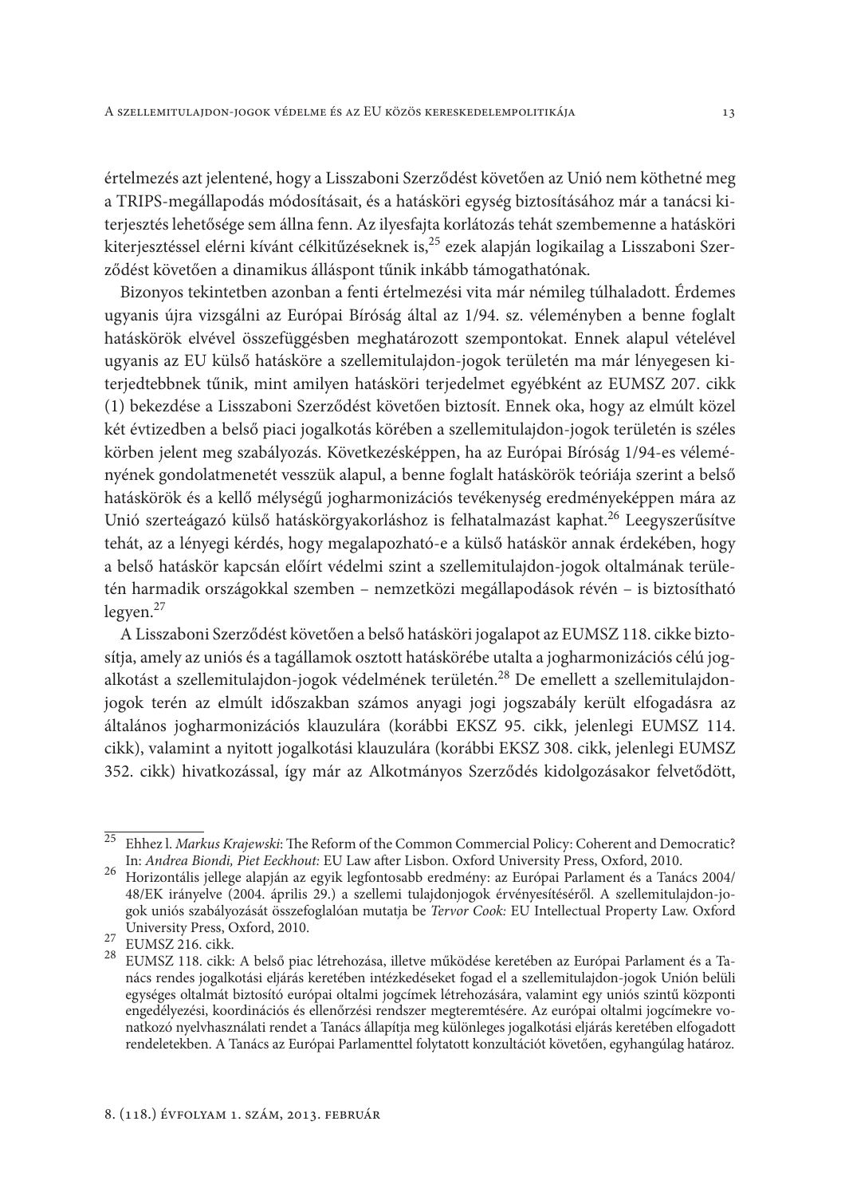értelmezés azt jelentené, hogy a Lisszaboni Szerződést követően az Unió nem köthetné meg a TRIPS-megállapodás módosításait, és a hatásköri egység biztosításához már a tanácsi kiterjesztés lehetősége sem állna fenn. Az ilyesfajta korlátozás tehát szembemenne a hatásköri kiterjesztéssel elérni kívánt célkitűzéseknek is,[25] ezek alapján logikailag a Lisszaboni Szerződést követően a dinamikus álláspont tűnik inkább támogathatónak.

Bizonyos tekintetben azonban a fenti értelmezési vita már némileg túlhaladott. Érdemes ugyanis újra vizsgálni az Európai Bíróság által az 1/94. sz. véleményben a benne foglalt hatáskörök elvével összefüggésben meghatározott szempontokat. Ennek alapul vételével ugyanis az EU külső hatásköre a szellemitulajdon-jogok területén ma már lényegesen kiterjedtebbnek tűnik, mint amilyen hatásköri terjedelmet egyébként az EUMSZ 207. cikk (1) bekezdése a Lisszaboni Szerződést követően biztosít. Ennek oka, hogy az elmúlt közel két évtizedben a belső piaci jogalkotás körében a szellemitulajdon-jogok területén is széles körben jelent meg szabályozás. Következésképpen, ha az Európai Bíróság 1/94-es véleményének gondolatmenetét vesszük alapul, a benne foglalt hatáskörök teóriája szerint a belső hatáskörök és a kellő mélységű jogharmonizációs tevékenység eredményeképpen mára az Unió szerteágazó külső hatáskörgyakorláshoz is felhatalmazást kaphat.[26] Leegyszerűsítve tehát, az a lényegi kérdés, hogy megalapozható-e a külső hatáskör annak érdekében, hogy a belső hatáskör kapcsán előírt védelmi szint a szellemitulajdon-jogok oltalmának területén harmadik országokkal szemben – nemzetközi megállapodások révén – is biztosítható legyen.[27]

A Lisszaboni Szerződést követően a belső hatásköri jogalapot az EUMSZ 118. cikke biztosítja, amely az uniós és a tagállamok osztott hatáskörébe utalta a jogharmonizációs célú jogalkotást a szellemitulajdon-jogok védelmének területén.[28] De emellett a szellemitulajdon-jogok terén az elmúlt időszakban számos anyagi jogi jogszabály került elfogadásra az általános jogharmonizációs klauzulára (korábbi EKSZ 95. cikk, jelenlegi EUMSZ 114. cikk), valamint a nyitott jogalkotási klauzulára (korábbi EKSZ 308. cikk, jelenlegi EUMSZ 352. cikk) hivatkozással, így már az Alkotmányos Szerződés kidolgozásakor felvetődött,

---

[25] Ehhez l. *Markus Krajewski*: The Reform of the Common Commercial Policy: Coherent and Democratic? In: *Andrea Biondi, Piet Eeckhout:* EU Law after Lisbon. Oxford University Press, Oxford, 2010.

[26] Horizontális jellege alapján az egyik legfontosabb eredmény: az Európai Parlament és a Tanács 2004/48/EK irányelve (2004. április 29.) a szellemi tulajdonjogok érvényesítéséről. A szellemitulajdon-jogok uniós szabályozását összefoglalóan mutatja be *Tervor Cook:* EU Intellectual Property Law. Oxford University Press, Oxford, 2010.

[27] EUMSZ 216. cikk.

[28] EUMSZ 118. cikk: A belső piac létrehozása, illetve működése keretében az Európai Parlament és a Tanács rendes jogalkotási eljárás keretében intézkedéseket fogad el a szellemitulajdon-jogok Unión belüli egységes oltalmát biztosító európai oltalmi jogcímek létrehozására, valamint egy uniós szintű központi engedélyezési, koordinációs és ellenőrzési rendszer megteremtésére. Az európai oltalmi jogcímekre vonatkozó nyelvhasználati rendet a Tanács állapítja meg különleges jogalkotási eljárás keretében elfogadott rendeletekben. A Tanács az Európai Parlamenttel folytatott konzultációt követően, egyhangúlag határoz.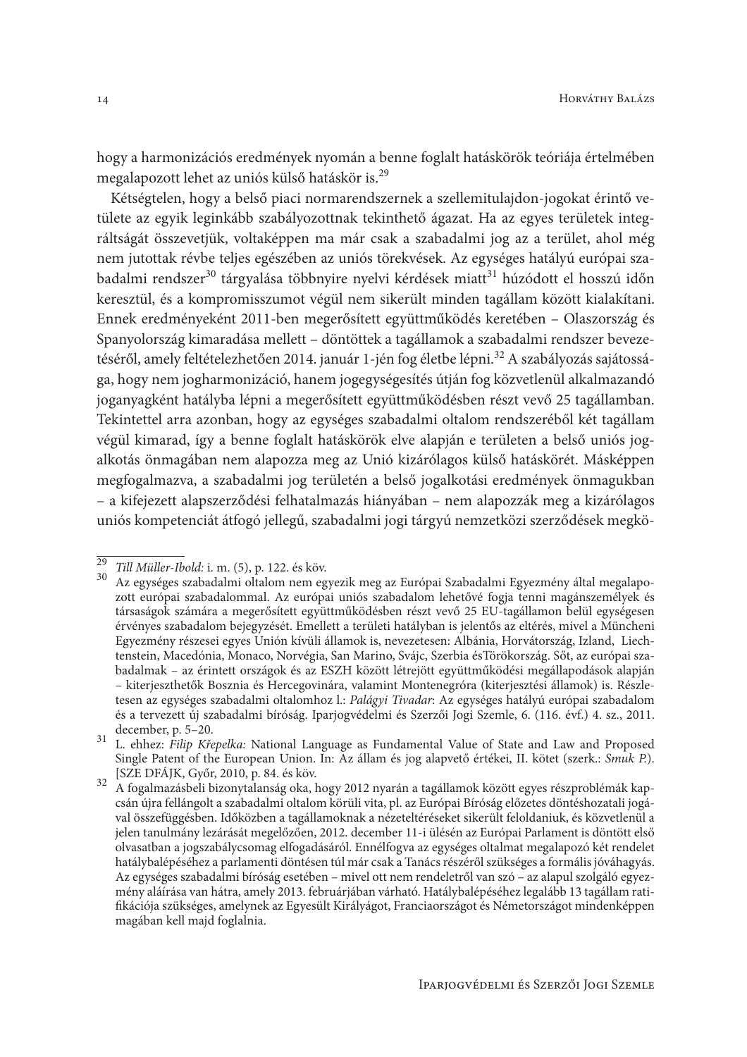hogy a harmonizációs eredmények nyomán a benne foglalt hatáskörök teóriája értelmében megalapozott lehet az uniós külső hatáskör is.[29]

Kétségtelen, hogy a belső piaci normarendszernek a szellemitulajdon-jogokat érintő vetülete az egyik leginkább szabályozottnak tekinthető ágazat. Ha az egyes területek integráltságát összevetjük, voltaképpen ma már csak a szabadalmi jog az a terület, ahol még nem jutottak révbe teljes egészében az uniós törekvések. Az egységes hatályú európai szabadalmi rendszer[30] tárgyalása többnyire nyelvi kérdések miatt[31] húzódott el hosszú időn keresztül, és a kompromisszumot végül nem sikerült minden tagállam között kialakítani. Ennek eredményeként 2011-ben megerősített együttműködés keretében – Olaszország és Spanyolország kimaradása mellett – döntöttek a tagállamok a szabadalmi rendszer bevezetéséről, amely feltételezhetően 2014. január 1-jén fog életbe lépni.[32] A szabályozás sajátossága, hogy nem jogharmonizáció, hanem jogegységesítés útján fog közvetlenül alkalmazandó joganyagként hatályba lépni a megerősített együttműködésben részt vevő 25 tagállamban. Tekintettel arra azonban, hogy az egységes szabadalmi oltalom rendszeréből két tagállam végül kimarad, így a benne foglalt hatáskörök elve alapján e területen a belső uniós jogalkotás önmagában nem alapozza meg az Unió kizárólagos külső hatáskörét. Másképpen megfogalmazva, a szabadalmi jog területén a belső jogalkotási eredmények önmagukban – a kifejezett alapszerződési felhatalmazás hiányában – nem alapozzák meg a kizárólagos uniós kompetenciát átfogó jellegű, szabadalmi jogi tárgyú nemzetközi szerződések megkö-

---

[29] *Till Müller-Ibold:* i. m. (5), p. 122. és köv.

[30] Az egységes szabadalmi oltalom nem egyezik meg az Európai Szabadalmi Egyezmény által megalapozott európai szabadalommal. Az európai uniós szabadalom lehetővé fogja tenni magánszemélyek és társaságok számára a megerősített együttműködésben részt vevő 25 EU-tagállamon belül egységesen érvényes szabadalom bejegyzését. Emellett a területi hatályban is jelentős az eltérés, mivel a Müncheni Egyezmény részesei egyes Unión kívüli államok is, nevezetesen: Albánia, Horvátország, Izland, Liechtenstein, Macedónia, Monaco, Norvégia, San Marino, Svájc, Szerbia ésTörökország. Sőt, az európai szabadalmak – az érintett országok és az ESZH között létrejött együttműködési megállapodások alapján – kiterjeszthetők Bosznia és Hercegovinára, valamint Montenegróra (kiterjesztési államok) is. Részletesen az egységes szabadalmi oltalomhoz l.: *Palágyi Tivadar*: Az egységes hatályú európai szabadalom és a tervezett új szabadalmi bíróság. Iparjogvédelmi és Szerzői Jogi Szemle, 6. (116. évf.) 4. sz., 2011. december, p. 5–20.

[31] L. ehhez: *Filip Křepelka:* National Language as Fundamental Value of State and Law and Proposed Single Patent of the European Union. In: Az állam és jog alapvető értékei, II. kötet (szerk.: *Smuk P.*). [SZE DFÁJK, Győr, 2010, p. 84. és köv.

[32] A fogalmazásbeli bizonytalanság oka, hogy 2012 nyarán a tagállamok között egyes részproblémák kapcsán újra fellángolt a szabadalmi oltalom körüli vita, pl. az Európai Bíróság előzetes döntéshozatali jogával összefüggésben. Időközben a tagállamoknak a nézeteltéréseket sikerült feloldaniuk, és közvetlenül a jelen tanulmány lezárását megelőzően, 2012. december 11-i ülésén az Európai Parlament is döntött első olvasatban a jogszabálycsomag elfogadásáról. Ennélfogva az egységes oltalmat megalapozó két rendelet hatálybalépéséhez a parlamenti döntésen túl már csak a Tanács részéről szükséges a formális jóváhagyás. Az egységes szabadalmi bíróság esetében – mivel ott nem rendeletről van szó – az alapul szolgáló egyezmény aláírása van hátra, amely 2013. februárjában várható. Hatálybalépéséhez legalább 13 tagállam ratifikációja szükséges, amelynek az Egyesült Királyágot, Franciaországot és Németországot mindenképpen magában kell majd foglalnia.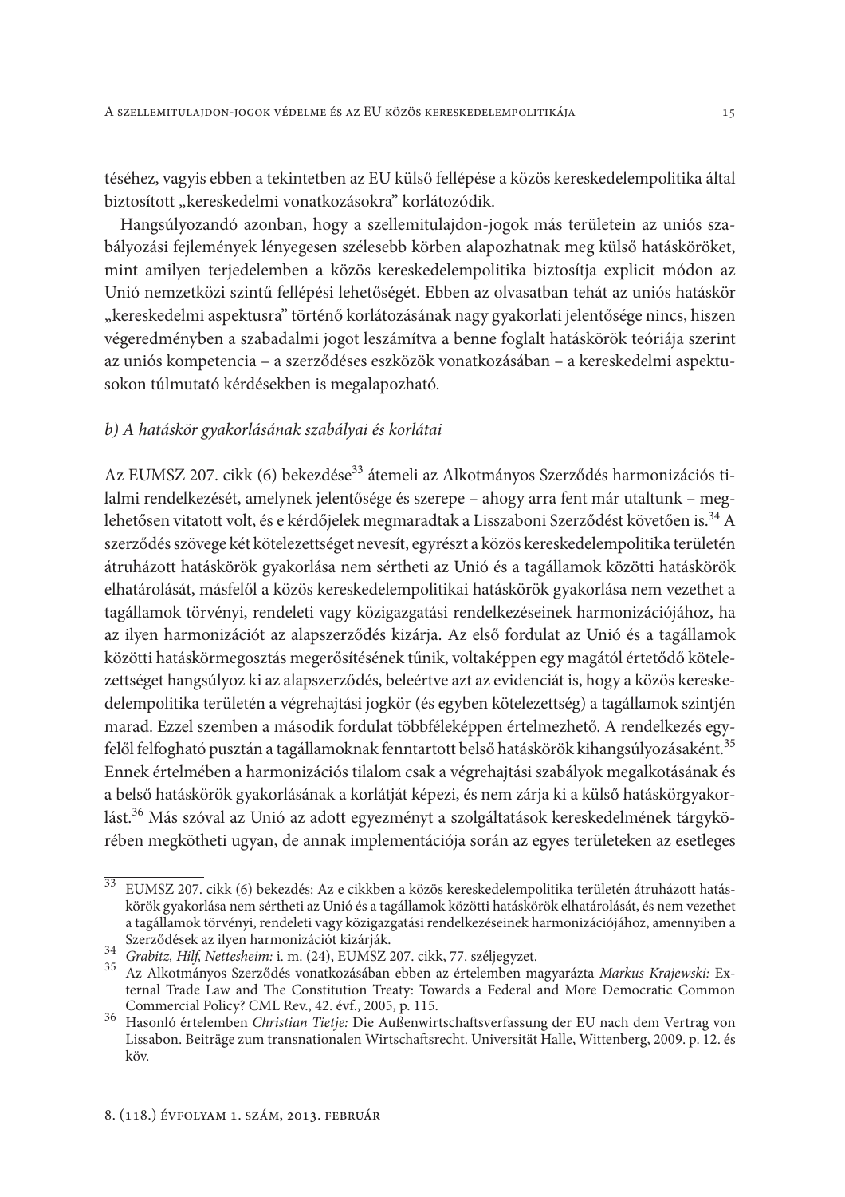téséhez, vagyis ebben a tekintetben az EU külső fellépése a közös kereskedelempolitika által biztosított „kereskedelmi vonatkozásokra" korlátozódik.

Hangsúlyozandó azonban, hogy a szellemitulajdon-jogok más területein az uniós szabályozási fejlemények lényegesen szélesebb körben alapozhatnak meg külső hatásköröket, mint amilyen terjedelemben a közös kereskedelempolitika biztosítja explicit módon az Unió nemzetközi szintű fellépési lehetőségét. Ebben az olvasatban tehát az uniós hatáskör „kereskedelmi aspektusra" történő korlátozásának nagy gyakorlati jelentősége nincs, hiszen végeredményben a szabadalmi jogot leszámítva a benne foglalt hatáskörök teóriája szerint az uniós kompetencia – a szerződéses eszközök vonatkozásában – a kereskedelmi aspektusokon túlmutató kérdésekben is megalapozható.

### *b) A hatáskör gyakorlásának szabályai és korlátai*

Az EUMSZ 207. cikk (6) bekezdése[33] átemeli az Alkotmányos Szerződés harmonizációs tilalmi rendelkezését, amelynek jelentősége és szerepe – ahogy arra fent már utaltunk – meglehetősen vitatott volt, és e kérdőjelek megmaradtak a Lisszaboni Szerződést követően is.[34] A szerződés szövege két kötelezettséget nevesít, egyrészt a közös kereskedelempolitika területén átruházott hatáskörök gyakorlása nem sértheti az Unió és a tagállamok közötti hatáskörök elhatárolását, másfelől a közös kereskedelempolitikai hatáskörök gyakorlása nem vezethet a tagállamok törvényi, rendeleti vagy közigazgatási rendelkezéseinek harmonizációjához, ha az ilyen harmonizációt az alapszerződés kizárja. Az első fordulat az Unió és a tagállamok közötti hatáskörmegosztás megerősítésének tűnik, voltaképpen egy magától értetődő kötelezettséget hangsúlyoz ki az alapszerződés, beleértve azt az evidenciát is, hogy a közös kereskedelempolitika területén a végrehajtási jogkör (és egyben kötelezettség) a tagállamok szintjén marad. Ezzel szemben a második fordulat többféleképpen értelmezhető. A rendelkezés egyfelől felfogható pusztán a tagállamoknak fenntartott belső hatáskörök kihangsúlyozásaként.[35] Ennek értelmében a harmonizációs tilalom csak a végrehajtási szabályok megalkotásának és a belső hatáskörök gyakorlásának a korlátját képezi, és nem zárja ki a külső hatáskörgyakorlást.[36] Más szóval az Unió az adott egyezményt a szolgáltatások kereskedelmének tárgykörében megkötheti ugyan, de annak implementációja során az egyes területeken az esetleges

---

[33] EUMSZ 207. cikk (6) bekezdés: Az e cikkben a közös kereskedelempolitika területén átruházott hatáskörök gyakorlása nem sértheti az Unió és a tagállamok közötti hatáskörök elhatárolását, és nem vezethet a tagállamok törvényi, rendeleti vagy közigazgatási rendelkezéseinek harmonizációjához, amennyiben a Szerződések az ilyen harmonizációt kizárják.

[34] *Grabitz, Hilf, Nettesheim:* i. m. (24), EUMSZ 207. cikk, 77. széljegyzet.

[35] Az Alkotmányos Szerződés vonatkozásában ebben az értelemben magyarázta *Markus Krajewski:* External Trade Law and The Constitution Treaty: Towards a Federal and More Democratic Common Commercial Policy? CML Rev., 42. évf., 2005, p. 115.

[36] Hasonló értelemben *Christian Tietje:* Die Außenwirtschaftsverfassung der EU nach dem Vertrag von Lissabon. Beiträge zum transnationalen Wirtschaftsrecht. Universität Halle, Wittenberg, 2009. p. 12. és köv.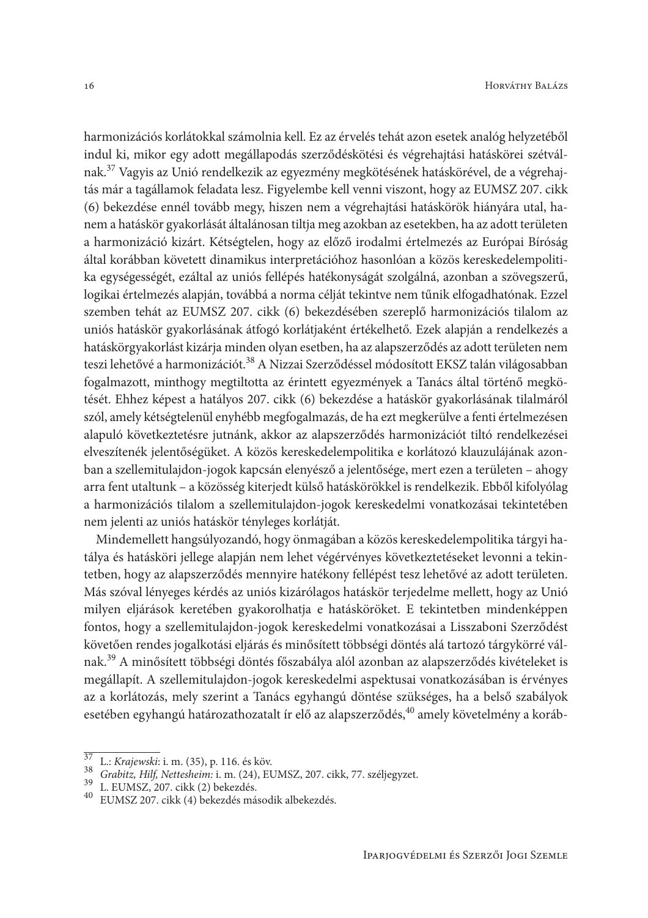harmonizációs korlátokkal számolnia kell. Ez az érvelés tehát azon esetek analóg helyzetéből indul ki, mikor egy adott megállapodás szerződéskötési és végrehajtási hatáskörei szétválnak.[37] Vagyis az Unió rendelkezik az egyezmény megkötésének hatáskörével, de a végrehajtás már a tagállamok feladata lesz. Figyelembe kell venni viszont, hogy az EUMSZ 207. cikk (6) bekezdése ennél tovább megy, hiszen nem a végrehajtási hatáskörök hiányára utal, hanem a hatáskör gyakorlását általánosan tiltja meg azokban az esetekben, ha az adott területen a harmonizáció kizárt. Kétségtelen, hogy az előző irodalmi értelmezés az Európai Bíróság által korábban követett dinamikus interpretációhoz hasonlóan a közös kereskedelempolitika egységességét, ezáltal az uniós fellépés hatékonyságát szolgálná, azonban a szövegszerű, logikai értelmezés alapján, továbbá a norma célját tekintve nem tűnik elfogadhatónak. Ezzel szemben tehát az EUMSZ 207. cikk (6) bekezdésében szereplő harmonizációs tilalom az uniós hatáskör gyakorlásának átfogó korlátjaként értékelhető. Ezek alapján a rendelkezés a hatáskörgyakorlást kizárja minden olyan esetben, ha az alapszerződés az adott területen nem teszi lehetővé a harmonizációt.[38] A Nizzai Szerződéssel módosított EKSZ talán világosabban fogalmazott, minthogy megtiltotta az érintett egyezmények a Tanács által történő megkötését. Ehhez képest a hatályos 207. cikk (6) bekezdése a hatáskör gyakorlásának tilalmáról szól, amely kétségtelenül enyhébb megfogalmazás, de ha ezt megkerülve a fenti értelmezésen alapuló következtetésre jutnánk, akkor az alapszerződés harmonizációt tiltó rendelkezései elveszítenék jelentőségüket. A közös kereskedelempolitika e korlátozó klauzulájának azonban a szellemitulajdon-jogok kapcsán elenyésző a jelentősége, mert ezen a területen – ahogy arra fent utaltunk – a közösség kiterjedt külső hatáskörökkel is rendelkezik. Ebből kifolyólag a harmonizációs tilalom a szellemitulajdon-jogok kereskedelmi vonatkozásai tekintetében nem jelenti az uniós hatáskör tényleges korlátját.

Mindemellett hangsúlyozandó, hogy önmagában a közös kereskedelempolitika tárgyi hatálya és hatásköri jellege alapján nem lehet végérvényes következtetéseket levonni a tekintetben, hogy az alapszerződés mennyire hatékony fellépést tesz lehetővé az adott területen. Más szóval lényeges kérdés az uniós kizárólagos hatáskör terjedelme mellett, hogy az Unió milyen eljárások keretében gyakorolhatja e hatásköröket. E tekintetben mindenképpen fontos, hogy a szellemitulajdon-jogok kereskedelmi vonatkozásai a Lisszaboni Szerződést követően rendes jogalkotási eljárás és minősített többségi döntés alá tartozó tárgykörré válnak.[39] A minősített többségi döntés főszabálya alól azonban az alapszerződés kivételeket is megállapít. A szellemitulajdon-jogok kereskedelmi aspektusai vonatkozásában is érvényes az a korlátozás, mely szerint a Tanács egyhangú döntése szükséges, ha a belső szabályok esetében egyhangú határozathozatalt ír elő az alapszerződés,[40] amely követelmény a koráb-

---

[37] L.: *Krajewski*: i. m. (35), p. 116. és köv.

[38] *Grabitz, Hilf, Nettesheim:* i. m. (24), EUMSZ, 207. cikk, 77. széljegyzet.

[39] L. EUMSZ, 207. cikk (2) bekezdés.

[40] EUMSZ 207. cikk (4) bekezdés második albekezdés.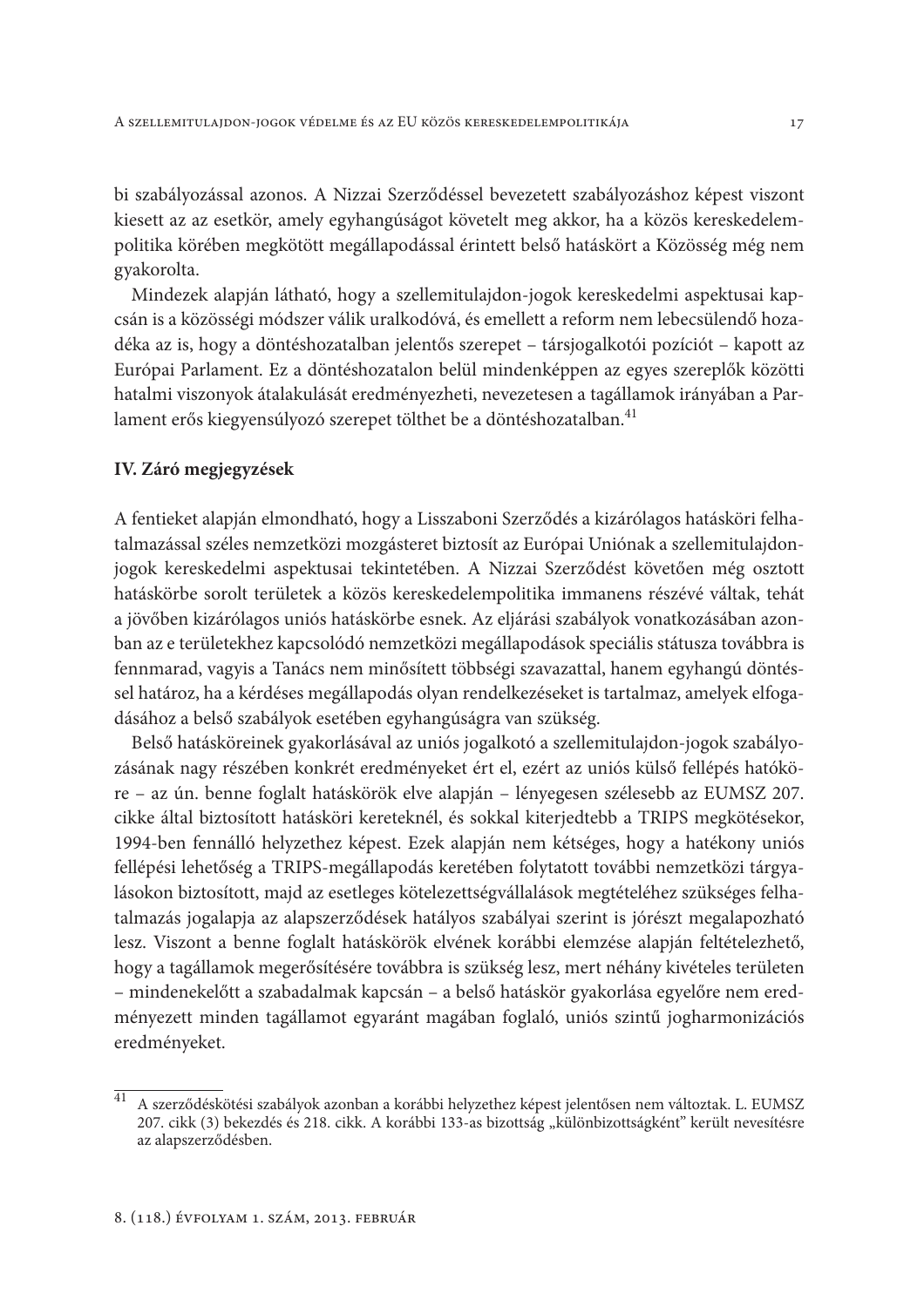bi szabályozással azonos. A Nizzai Szerződéssel bevezetett szabályozáshoz képest viszont kiesett az az esetkör, amely egyhangúságot követelt meg akkor, ha a közös kereskedelempolitika körében megkötött megállapodással érintett belső hatáskört a Közösség még nem gyakorolta.

Mindezek alapján látható, hogy a szellemitulajdon-jogok kereskedelmi aspektusai kapcsán is a közösségi módszer válik uralkodóvá, és emellett a reform nem lebecsülendő hozadéka az is, hogy a döntéshozatalban jelentős szerepet – társjogalkotói pozíciót – kapott az Európai Parlament. Ez a döntéshozatalon belül mindenképpen az egyes szereplők közötti hatalmi viszonyok átalakulását eredményezheti, nevezetesen a tagállamok irányában a Parlament erős kiegyensúlyozó szerepet tölthet be a döntéshozatalban.[41]

## IV. Záró megjegyzések

A fentieket alapján elmondható, hogy a Lisszaboni Szerződés a kizárólagos hatásköri felhatalmazással széles nemzetközi mozgásteret biztosít az Európai Uniónak a szellemitulajdon-jogok kereskedelmi aspektusai tekintetében. A Nizzai Szerződést követően még osztott hatáskörbe sorolt területek a közös kereskedelempolitika immanens részévé váltak, tehát a jövőben kizárólagos uniós hatáskörbe esnek. Az eljárási szabályok vonatkozásában azonban az e területekhez kapcsolódó nemzetközi megállapodások speciális státusza továbbra is fennmarad, vagyis a Tanács nem minősített többségi szavazattal, hanem egyhangú döntéssel határoz, ha a kérdéses megállapodás olyan rendelkezéseket is tartalmaz, amelyek elfogadásához a belső szabályok esetében egyhangúságra van szükség.

Belső hatásköreinek gyakorlásával az uniós jogalkotó a szellemitulajdon-jogok szabályozásának nagy részében konkrét eredményeket ért el, ezért az uniós külső fellépés hatóköre – az ún. benne foglalt hatáskörök elve alapján – lényegesen szélesebb az EUMSZ 207. cikke által biztosított hatásköri kereteknél, és sokkal kiterjedtebb a TRIPS megkötésekor, 1994-ben fennálló helyzethez képest. Ezek alapján nem kétséges, hogy a hatékony uniós fellépési lehetőség a TRIPS-megállapodás keretében folytatott további nemzetközi tárgyalásokon biztosított, majd az esetleges kötelezettségvállalások megtételéhez szükséges felhatalmazás jogalapja az alapszerződések hatályos szabályai szerint is jórészt megalapozható lesz. Viszont a benne foglalt hatáskörök elvének korábbi elemzése alapján feltételezhető, hogy a tagállamok megerősítésére továbbra is szükség lesz, mert néhány kivételes területen – mindenekelőtt a szabadalmak kapcsán – a belső hatáskör gyakorlása egyelőre nem eredményezett minden tagállamot egyaránt magában foglaló, uniós szintű jogharmonizációs eredményeket.

---

[41] A szerződéskötési szabályok azonban a korábbi helyzethez képest jelentősen nem változtak. L. EUMSZ 207. cikk (3) bekezdés és 218. cikk. A korábbi 133-as bizottság „különbizottságként" került nevesítésre az alapszerződésben.